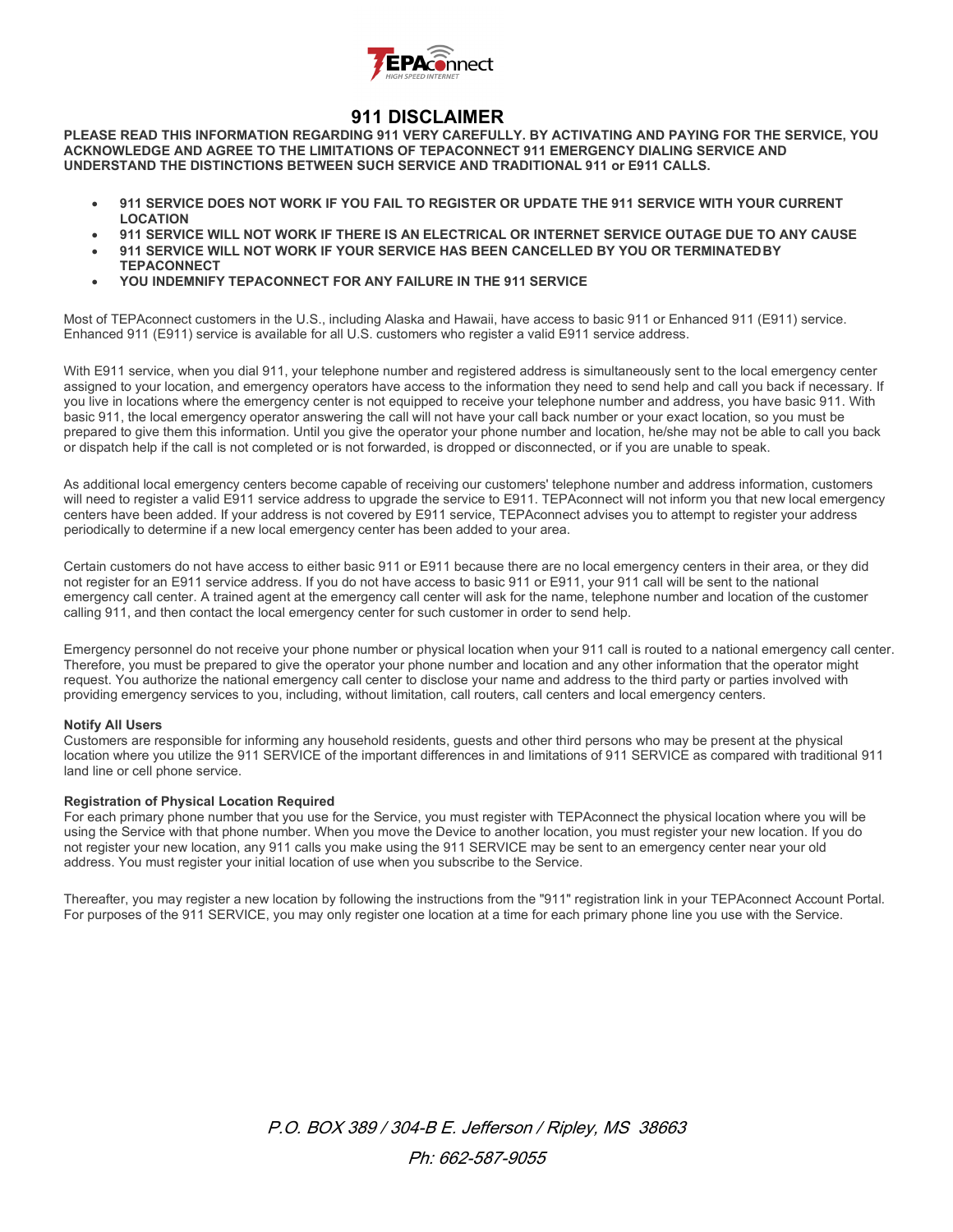# 911 DISCLAIMER

**PLEASE READ THIS INFORMATION REGARDING 911 VERY CAREFULLY. BY ACTIVATING AND PAYING FOR THE SERVICE, YOU ACKNOWLEDGE AND AGREE TO THE LIMITATIONS OF TEPACONNECT 911 EMERGENCY DIALING SERVICE AND UNDERSTAND THE DISTINCTIONS BETWEEN SUCH SERVICE AND TRADITIONAL 911 or E911 CALLS.**

- **911 SERVICE DOES NOT WORK IF YOU FAIL TO REGISTER OR UPDATE THE 911 SERVICE WITH YOUR CURRENT LOCATION**
- **911 SERVICE WILL NOT WORK IF THERE IS AN ELECTRICAL OR INTERNET SERVICE OUTAGE DUE TO ANY CAUSE**
- **911 SERVICE WILL NOT WORK IF YOUR SERVICE HAS BEEN CANCELLED BY YOU OR TERMINATED BY TEPACONNECT**
- **YOU INDEMNIFY TEPACONNECT FOR ANY FAILURE IN THE 911 SERVICE**

Most of TEPAconnect customers in the U.S., including Alaska and Hawaii, have access to basic 911 or Enhanced 911 (E911) service. Enhanced 911 (E911) service is available for all U.S. customers who register a valid E911 service address.

With E911 service, when you dial 911, your telephone number and registered address is simultaneously sent to the local emergency center assigned to your location, and emergency operators have access to the information they need to send help and call you back if necessary. If you live in locations where the emergency center is not equipped to receive your telephone number and address, you have basic 911. With basic 911, the local emergency operator answering the call will not have your call back number or your exact location, so you must be prepared to give them this information. Until you give the operator your phone number and location, he/she may not be able to call you back or dispatch help if the call is not completed or is not forwarded, is dropped or disconnected, or if you are unable to speak.

As additional local emergency centers become capable of receiving our customers' telephone number and address information, customers will need to register a valid E911 service address to upgrade the service to E911. TEPAconnect will not inform you that new local emergency centers have been added. If your address is not covered by E911 service, TEPAconnect advises you to attempt to register your address periodically to determine if a new local emergency center has been added to your area.

Certain customers do not have access to either basic 911 or E911 because there are no local emergency centers in their area, or they did not register for an E911 service address. If you do not have access to basic 911 or E911, your 911 call will be sent to the national emergency call center. A trained agent at the emergency call center will ask for the name, telephone number and location of the customer calling 911, and then contact the local emergency center for such customer in order to send help.

Emergency personnel do not receive your phone number or physical location when your 911 call is routed to a national emergency call center. Therefore, you must be prepared to give the operator your phone number and location and any other information that the operator might request. You authorize the national emergency call center to disclose your name and address to the third party or parties involved with providing emergency services to you, including, without limitation, call routers, call centers and local emergency centers.

**Notify All Users**

Customers are responsible for informing any household residents, guests and other third persons who may be present at the physical location where you utilize the 911 SERVICE of the important differences in and limitations of 911 SERVICE as compared with traditional 911 land line or cell phone service.

**Registration of Physical Location Required**

For each primary phone number that you use for the Service, you must register with TEPAconnect the physical location where you will be using the Service with that phone number. When you move the Device to another location, you must register your new location. If you do not register your new location, any 911 calls you make using the 911 SERVICE may be sent to an emergency center near your old address. You must register your initial location of use when you subscribe to the Service.

Thereafter, you may register a new location by following the instructions from the "911" registration link in your TEPAconnect Account Portal. For purposes of the 911 SERVICE, you may only register one location at a time for each primary phone line you use with the Service.

*P.O. BOX 389 / 304-B E. Jefferson / Ripley, MS 38663*

*Ph: 662-587-9055*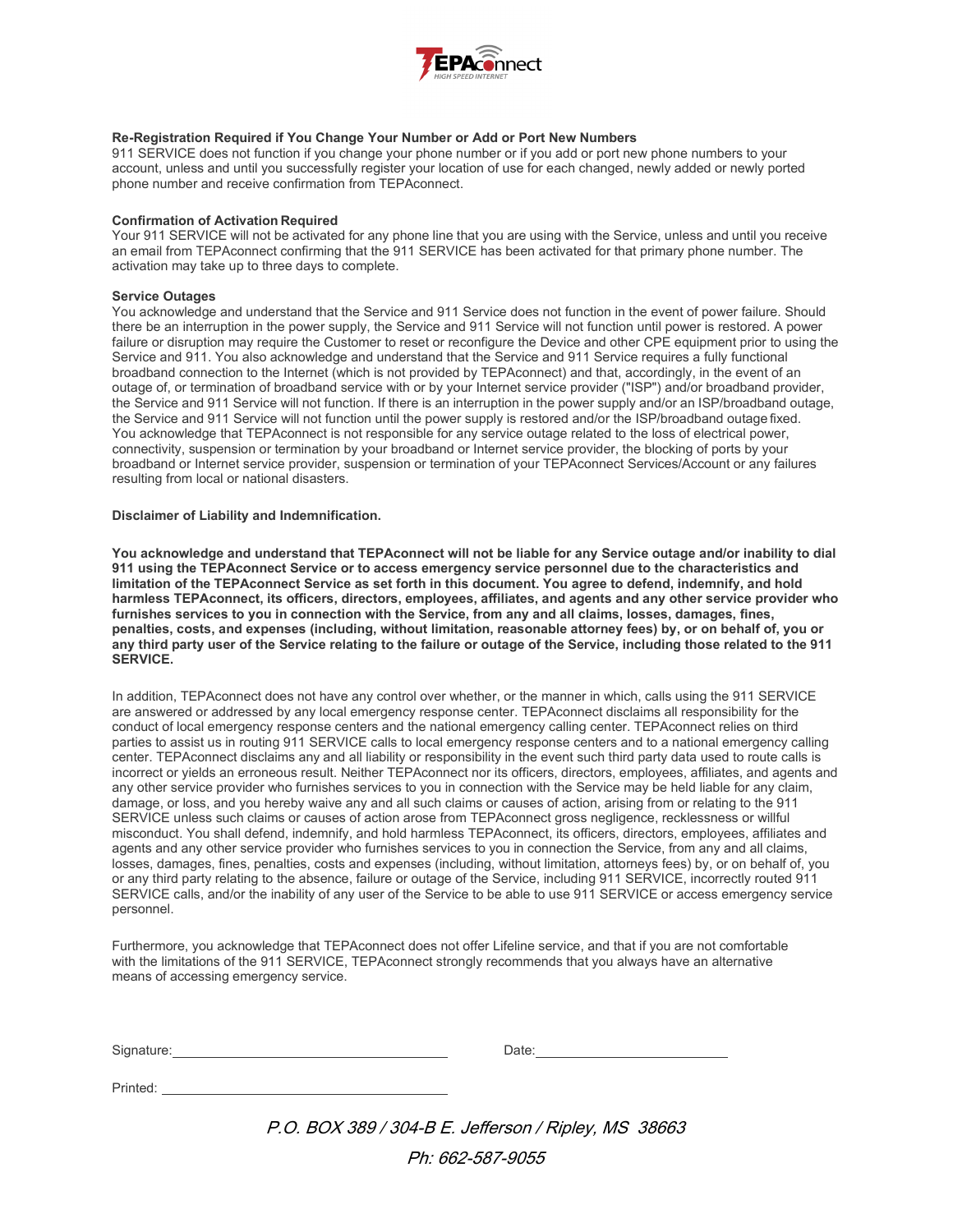**Re-Registration Required if You Change Your Number or Add or Port New Numbers**
911 SERVICE does not function if you change your phone number or if you add or port new phone numbers to your account, unless and until you successfully register your location of use for each changed, newly added or newly ported phone number and receive confirmation from TEPAconnect.

**Confirmation of Activation Required**
Your 911 SERVICE will not be activated for any phone line that you are using with the Service, unless and until you receive an email from TEPAconnect confirming that the 911 SERVICE has been activated for that primary phone number. The activation may take up to three days to complete.

**Service Outages**
You acknowledge and understand that the Service and 911 Service does not function in the event of power failure. Should there be an interruption in the power supply, the Service and 911 Service will not function until power is restored. A power failure or disruption may require the Customer to reset or reconfigure the Device and other CPE equipment prior to using the Service and 911. You also acknowledge and understand that the Service and 911 Service requires a fully functional broadband connection to the Internet (which is not provided by TEPAconnect) and that, accordingly, in the event of an outage of, or termination of broadband service with or by your Internet service provider ("ISP") and/or broadband provider, the Service and 911 Service will not function. If there is an interruption in the power supply and/or an ISP/broadband outage, the Service and 911 Service will not function until the power supply is restored and/or the ISP/broadband outage fixed. You acknowledge that TEPAconnect is not responsible for any service outage related to the loss of electrical power, connectivity, suspension or termination by your broadband or Internet service provider, the blocking of ports by your broadband or Internet service provider, suspension or termination of your TEPAconnect Services/Account or any failures resulting from local or national disasters.

**Disclaimer of Liability and Indemnification.**

**You acknowledge and understand that TEPAconnect will not be liable for any Service outage and/or inability to dial 911 using the TEPAconnect Service or to access emergency service personnel due to the characteristics and limitation of the TEPAconnect Service as set forth in this document. You agree to defend, indemnify, and hold harmless TEPAconnect, its officers, directors, employees, affiliates, and agents and any other service provider who furnishes services to you in connection with the Service, from any and all claims, losses, damages, fines, penalties, costs, and expenses (including, without limitation, reasonable attorney fees) by, or on behalf of, you or any third party user of the Service relating to the failure or outage of the Service, including those related to the 911 SERVICE.**

In addition, TEPAconnect does not have any control over whether, or the manner in which, calls using the 911 SERVICE are answered or addressed by any local emergency response center. TEPAconnect disclaims all responsibility for the conduct of local emergency response centers and the national emergency calling center. TEPAconnect relies on third parties to assist us in routing 911 SERVICE calls to local emergency response centers and to a national emergency calling center. TEPAconnect disclaims any and all liability or responsibility in the event such third party data used to route calls is incorrect or yields an erroneous result. Neither TEPAconnect nor its officers, directors, employees, affiliates, and agents and any other service provider who furnishes services to you in connection with the Service may be held liable for any claim, damage, or loss, and you hereby waive any and all such claims or causes of action, arising from or relating to the 911 SERVICE unless such claims or causes of action arose from TEPAconnect gross negligence, recklessness or willful misconduct. You shall defend, indemnify, and hold harmless TEPAconnect, its officers, directors, employees, affiliates and agents and any other service provider who furnishes services to you in connection the Service, from any and all claims, losses, damages, fines, penalties, costs and expenses (including, without limitation, attorneys fees) by, or on behalf of, you or any third party relating to the absence, failure or outage of the Service, including 911 SERVICE, incorrectly routed 911 SERVICE calls, and/or the inability of any user of the Service to be able to use 911 SERVICE or access emergency service personnel.

Furthermore, you acknowledge that TEPAconnect does not offer Lifeline service, and that if you are not comfortable with the limitations of the 911 SERVICE, TEPAconnect strongly recommends that you always have an alternative means of accessing emergency service.

Signature: ______________________________ Date: ______________________

Printed: ______________________________

*P.O. BOX 389 / 304-B E. Jefferson / Ripley, MS 38663*

*Ph: 662-587-9055*